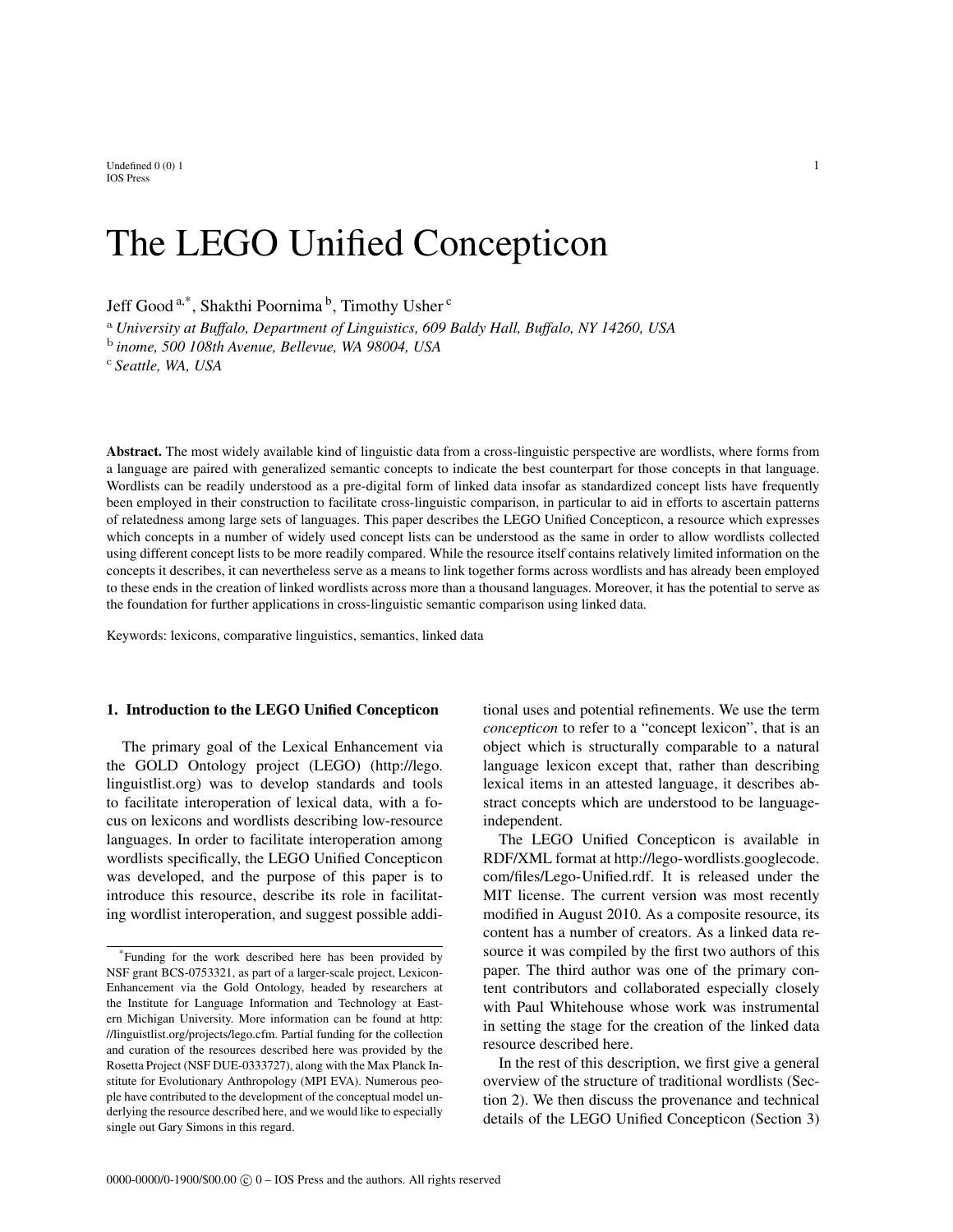# The LEGO Unified Concepticon

Jeff Good [a,*], Shakthi Poornima [b], Timothy Usher [c]

[a] *University at Buffalo, Department of Linguistics, 609 Baldy Hall, Buffalo, NY 14260, USA*
[b] *inome, 500 108th Avenue, Bellevue, WA 98004, USA*
[c] *Seattle, WA, USA*

**Abstract.** The most widely available kind of linguistic data from a cross-linguistic perspective are wordlists, where forms from a language are paired with generalized semantic concepts to indicate the best counterpart for those concepts in that language. Wordlists can be readily understood as a pre-digital form of linked data insofar as standardized concept lists have frequently been employed in their construction to facilitate cross-linguistic comparison, in particular to aid in efforts to ascertain patterns of relatedness among large sets of languages. This paper describes the LEGO Unified Concepticon, a resource which expresses which concepts in a number of widely used concept lists can be understood as the same in order to allow wordlists collected using different concept lists to be more readily compared. While the resource itself contains relatively limited information on the concepts it describes, it can nevertheless serve as a means to link together forms across wordlists and has already been employed to these ends in the creation of linked wordlists across more than a thousand languages. Moreover, it has the potential to serve as the foundation for further applications in cross-linguistic semantic comparison using linked data.

Keywords: lexicons, comparative linguistics, semantics, linked data

## 1. Introduction to the LEGO Unified Concepticon

The primary goal of the Lexical Enhancement via the GOLD Ontology project (LEGO) (http://lego.linguistlist.org) was to develop standards and tools to facilitate interoperation of lexical data, with a focus on lexicons and wordlists describing low-resource languages. In order to facilitate interoperation among wordlists specifically, the LEGO Unified Concepticon was developed, and the purpose of this paper is to introduce this resource, describe its role in facilitating wordlist interoperation, and suggest possible additional uses and potential refinements. We use the term *concepticon* to refer to a "concept lexicon", that is an object which is structurally comparable to a natural language lexicon except that, rather than describing lexical items in an attested language, it describes abstract concepts which are understood to be language-independent.

The LEGO Unified Concepticon is available in RDF/XML format at http://lego-wordlists.googlecode.com/files/Lego-Unified.rdf. It is released under the MIT license. The current version was most recently modified in August 2010. As a composite resource, its content has a number of creators. As a linked data resource it was compiled by the first two authors of this paper. The third author was one of the primary content contributors and collaborated especially closely with Paul Whitehouse whose work was instrumental in setting the stage for the creation of the linked data resource described here.

In the rest of this description, we first give a general overview of the structure of traditional wordlists (Section 2). We then discuss the provenance and technical details of the LEGO Unified Concepticon (Section 3)

[*] Funding for the work described here has been provided by NSF grant BCS-0753321, as part of a larger-scale project, Lexicon-Enhancement via the Gold Ontology, headed by researchers at the Institute for Language Information and Technology at Eastern Michigan University. More information can be found at http://linguistlist.org/projects/lego.cfm. Partial funding for the collection and curation of the resources described here was provided by the Rosetta Project (NSF DUE-0333727), along with the Max Planck Institute for Evolutionary Anthropology (MPI EVA). Numerous people have contributed to the development of the conceptual model underlying the resource described here, and we would like to especially single out Gary Simons in this regard.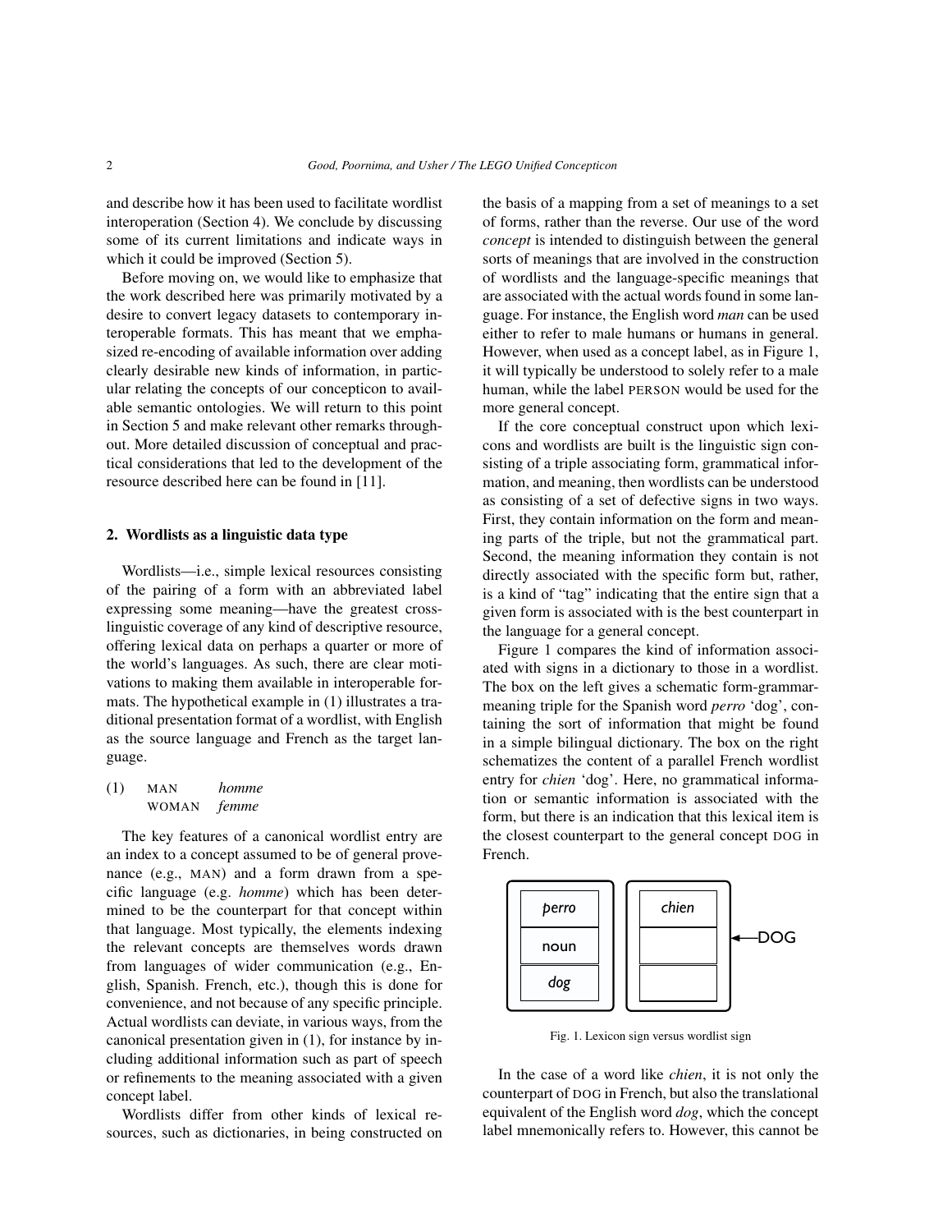and describe how it has been used to facilitate wordlist interoperation (Section 4). We conclude by discussing some of its current limitations and indicate ways in which it could be improved (Section 5).

Before moving on, we would like to emphasize that the work described here was primarily motivated by a desire to convert legacy datasets to contemporary interoperable formats. This has meant that we emphasized re-encoding of available information over adding clearly desirable new kinds of information, in particular relating the concepts of our conception to available semantic ontologies. We will return to this point in Section 5 and make relevant other remarks throughout. More detailed discussion of conceptual and practical considerations that led to the development of the resource described here can be found in [11].

## 2. Wordlists as a linguistic data type

Wordlists—i.e., simple lexical resources consisting of the pairing of a form with an abbreviated label expressing some meaning—have the greatest cross-linguistic coverage of any kind of descriptive resource, offering lexical data on perhaps a quarter or more of the world's languages. As such, there are clear motivations to making them available in interoperable formats. The hypothetical example in (1) illustrates a traditional presentation format of a wordlist, with English as the source language and French as the target language.

(1) MAN *homme*
WOMAN *femme*

The key features of a canonical wordlist entry are an index to a concept assumed to be of general provenance (e.g., MAN) and a form drawn from a specific language (e.g. *homme*) which has been determined to be the counterpart for that concept within that language. Most typically, the elements indexing the relevant concepts are themselves words drawn from languages of wider communication (e.g., English, Spanish. French, etc.), though this is done for convenience, and not because of any specific principle. Actual wordlists can deviate, in various ways, from the canonical presentation given in (1), for instance by including additional information such as part of speech or refinements to the meaning associated with a given concept label.

Wordlists differ from other kinds of lexical resources, such as dictionaries, in being constructed on the basis of a mapping from a set of meanings to a set of forms, rather than the reverse. Our use of the word *concept* is intended to distinguish between the general sorts of meanings that are involved in the construction of wordlists and the language-specific meanings that are associated with the actual words found in some language. For instance, the English word *man* can be used either to refer to male humans or humans in general. However, when used as a concept label, as in Figure 1, it will typically be understood to solely refer to a male human, while the label PERSON would be used for the more general concept.

If the core conceptual construct upon which lexicons and wordlists are built is the linguistic sign consisting of a triple associating form, grammatical information, and meaning, then wordlists can be understood as consisting of a set of defective signs in two ways. First, they contain information on the form and meaning parts of the triple, but not the grammatical part. Second, the meaning information they contain is not directly associated with the specific form but, rather, is a kind of "tag" indicating that the entire sign that a given form is associated with is the best counterpart in the language for a general concept.

Figure 1 compares the kind of information associated with signs in a dictionary to those in a wordlist. The box on the left gives a schematic form-grammar-meaning triple for the Spanish word *perro* 'dog', containing the sort of information that might be found in a simple bilingual dictionary. The box on the right schematizes the content of a parallel French wordlist entry for *chien* 'dog'. Here, no grammatical information or semantic information is associated with the form, but there is an indication that this lexical item is the closest counterpart to the general concept DOG in French.

| *perro* |
| --- |
| noun |
| *dog* |

| *chien* | ←DOG |
| --- | --- |
| | |
| | |

Fig. 1. Lexicon sign versus wordlist sign

In the case of a word like *chien*, it is not only the counterpart of DOG in French, but also the translational equivalent of the English word *dog*, which the concept label mnemonically refers to. However, this cannot be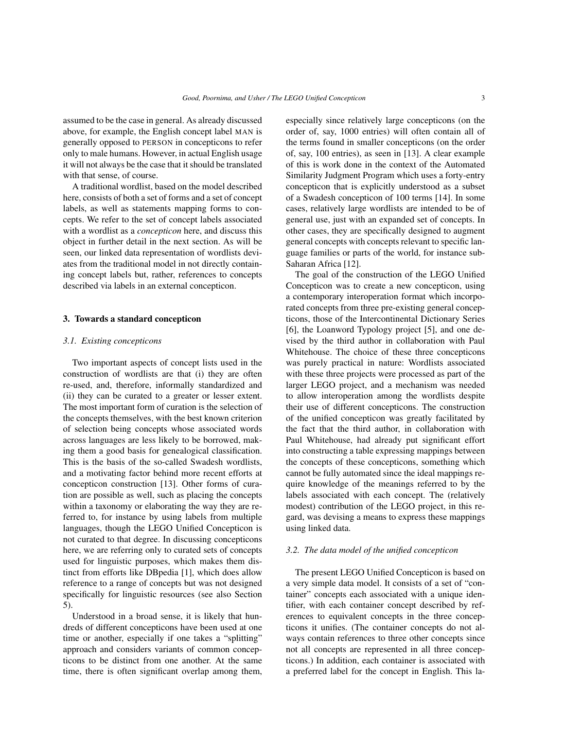assumed to be the case in general. As already discussed above, for example, the English concept label MAN is generally opposed to PERSON in concepticons to refer only to male humans. However, in actual English usage it will not always be the case that it should be translated with that sense, of course.

A traditional wordlist, based on the model described here, consists of both a set of forms and a set of concept labels, as well as statements mapping forms to concepts. We refer to the set of concept labels associated with a wordlist as a *concepticon* here, and discuss this object in further detail in the next section. As will be seen, our linked data representation of wordlists deviates from the traditional model in not directly containing concept labels but, rather, references to concepts described via labels in an external concepticon.

## 3. Towards a standard concepticon

### *3.1. Existing concepticons*

Two important aspects of concept lists used in the construction of wordlists are that (i) they are often re-used, and, therefore, informally standardized and (ii) they can be curated to a greater or lesser extent. The most important form of curation is the selection of the concepts themselves, with the best known criterion of selection being concepts whose associated words across languages are less likely to be borrowed, making them a good basis for genealogical classification. This is the basis of the so-called Swadesh wordlists, and a motivating factor behind more recent efforts at concepticon construction [13]. Other forms of curation are possible as well, such as placing the concepts within a taxonomy or elaborating the way they are referred to, for instance by using labels from multiple languages, though the LEGO Unified Concepticon is not curated to that degree. In discussing concepticons here, we are referring only to curated sets of concepts used for linguistic purposes, which makes them distinct from efforts like DBpedia [1], which does allow reference to a range of concepts but was not designed specifically for linguistic resources (see also Section 5).

Understood in a broad sense, it is likely that hundreds of different concepticons have been used at one time or another, especially if one takes a "splitting" approach and considers variants of common concepticons to be distinct from one another. At the same time, there is often significant overlap among them, especially since relatively large concepticons (on the order of, say, 1000 entries) will often contain all of the terms found in smaller concepticons (on the order of, say, 100 entries), as seen in [13]. A clear example of this is work done in the context of the Automated Similarity Judgment Program which uses a forty-entry concepticon that is explicitly understood as a subset of a Swadesh concepticon of 100 terms [14]. In some cases, relatively large wordlists are intended to be of general use, just with an expanded set of concepts. In other cases, they are specifically designed to augment general concepts with concepts relevant to specific language families or parts of the world, for instance sub-Saharan Africa [12].

The goal of the construction of the LEGO Unified Concepticon was to create a new concepticon, using a contemporary interoperation format which incorporated concepts from three pre-existing general concepticons, those of the Intercontinental Dictionary Series [6], the Loanword Typology project [5], and one devised by the third author in collaboration with Paul Whitehouse. The choice of these three concepticons was purely practical in nature: Wordlists associated with these three projects were processed as part of the larger LEGO project, and a mechanism was needed to allow interoperation among the wordlists despite their use of different concepticons. The construction of the unified concepticon was greatly facilitated by the fact that the third author, in collaboration with Paul Whitehouse, had already put significant effort into constructing a table expressing mappings between the concepts of these concepticons, something which cannot be fully automated since the ideal mappings require knowledge of the meanings referred to by the labels associated with each concept. The (relatively modest) contribution of the LEGO project, in this regard, was devising a means to express these mappings using linked data.

### *3.2. The data model of the unified concepticon*

The present LEGO Unified Concepticon is based on a very simple data model. It consists of a set of "container" concepts each associated with a unique identifier, with each container concept described by references to equivalent concepts in the three concepticons it unifies. (The container concepts do not always contain references to three other concepts since not all concepts are represented in all three concepticons.) In addition, each container is associated with a preferred label for the concept in English. This la-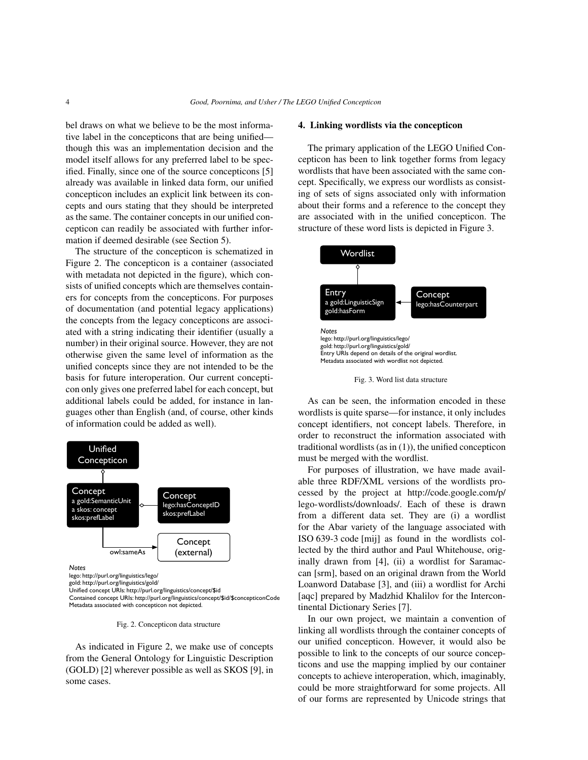bel draws on what we believe to be the most informative label in the concepticons that are being unified—though this was an implementation decision and the model itself allows for any preferred label to be specified. Finally, since one of the source concepticons [5] already was available in linked data form, our unified concepticon includes an explicit link between its concepts and ours stating that they should be interpreted as the same. The container concepts in our unified concepticon can readily be associated with further information if deemed desirable (see Section 5).

The structure of the concepticon is schematized in Figure 2. The concepticon is a container (associated with metadata not depicted in the figure), which consists of unified concepts which are themselves containers for concepts from the concepticons. For purposes of documentation (and potential legacy applications) the concepts from the legacy concepticons are associated with a string indicating their identifier (usually a number) in their original source. However, they are not otherwise given the same level of information as the unified concepts since they are not intended to be the basis for future interoperation. Our current concepticon only gives one preferred label for each concept, but additional labels could be added, for instance in languages other than English (and, of course, other kinds of information could be added as well).

Unified Concepticon

Concept
a gold:SemanticUnit
a skos: concept
skos:prefLabel

Concept
lego:hasConceptID
skos:prefLabel

owl:sameAs

Concept (external)

*Notes*
lego: http://purl.org/linguistics/lego/
gold: http://purl.org/linguistics/gold/
Unified concept URIs: http://purl.org/linguistics/concept/$id
Contained concept URIs: http://purl.org/linguistics/concept/$id/$concepticonCode
Metadata associated with concepticon not depicted.

Fig. 2. Concepticon data structure

As indicated in Figure 2, we make use of concepts from the General Ontology for Linguistic Description (GOLD) [2] wherever possible as well as SKOS [9], in some cases.

## 4. Linking wordlists via the concepticon

The primary application of the LEGO Unified Concepticon has been to link together forms from legacy wordlists that have been associated with the same concept. Specifically, we express our wordlists as consisting of sets of signs associated only with information about their forms and a reference to the concept they are associated with in the unified concepticon. The structure of these word lists is depicted in Figure 3.

Wordlist

Entry
a gold:LinguisticSign
gold:hasForm

Concept
lego:hasCounterpart

*Notes*
lego: http://purl.org/linguistics/lego/
gold: http://purl.org/linguistics/gold/
Entry URIs depend on details of the original wordlist.
Metadata associated with wordlist not depicted.

Fig. 3. Word list data structure

As can be seen, the information encoded in these wordlists is quite sparse—for instance, it only includes concept identifiers, not concept labels. Therefore, in order to reconstruct the information associated with traditional wordlists (as in (1)), the unified concepticon must be merged with the wordlist.

For purposes of illustration, we have made available three RDF/XML versions of the wordlists processed by the project at http://code.google.com/p/lego-wordlists/downloads/. Each of these is drawn from a different data set. They are (i) a wordlist for the Abar variety of the language associated with ISO 639-3 code [mij] as found in the wordlists collected by the third author and Paul Whitehouse, originally drawn from [4], (ii) a wordlist for Saramaccan [srm], based on an original drawn from the World Loanword Database [3], and (iii) a wordlist for Archi [aqc] prepared by Madzhid Khalilov for the Intercontinental Dictionary Series [7].

In our own project, we maintain a convention of linking all wordlists through the container concepts of our unified concepticon. However, it would also be possible to link to the concepts of our source concepticons and use the mapping implied by our container concepts to achieve interoperation, which, imaginably, could be more straightforward for some projects. All of our forms are represented by Unicode strings that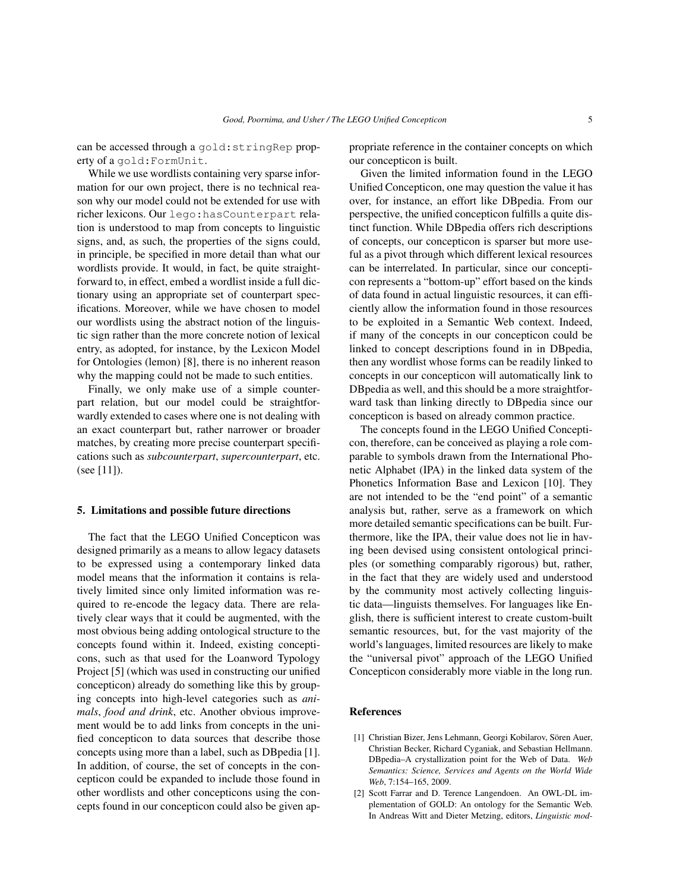can be accessed through a `gold:stringRep` property of a `gold:FormUnit`.

While we use wordlists containing very sparse information for our own project, there is no technical reason why our model could not be extended for use with richer lexicons. Our `lego:hasCounterpart` relation is understood to map from concepts to linguistic signs, and, as such, the properties of the signs could, in principle, be specified in more detail than what our wordlists provide. It would, in fact, be quite straightforward to, in effect, embed a wordlist inside a full dictionary using an appropriate set of counterpart specifications. Moreover, while we have chosen to model our wordlists using the abstract notion of the linguistic sign rather than the more concrete notion of lexical entry, as adopted, for instance, by the Lexicon Model for Ontologies (lemon) [8], there is no inherent reason why the mapping could not be made to such entities.

Finally, we only make use of a simple counterpart relation, but our model could be straightforwardly extended to cases where one is not dealing with an exact counterpart but, rather narrower or broader matches, by creating more precise counterpart specifications such as *subcounterpart*, *supercounterpart*, etc. (see [11]).

## 5. Limitations and possible future directions

The fact that the LEGO Unified Concepticon was designed primarily as a means to allow legacy datasets to be expressed using a contemporary linked data model means that the information it contains is relatively limited since only limited information was required to re-encode the legacy data. There are relatively clear ways that it could be augmented, with the most obvious being adding ontological structure to the concepts found within it. Indeed, existing concepticons, such as that used for the Loanword Typology Project [5] (which was used in constructing our unified concepticon) already do something like this by grouping concepts into high-level categories such as *animals*, *food and drink*, etc. Another obvious improvement would be to add links from concepts in the unified concepticon to data sources that describe those concepts using more than a label, such as DBpedia [1]. In addition, of course, the set of concepts in the concepticon could be expanded to include those found in other wordlists and other concepticons using the concepts found in our concepticon could also be given appropriate reference in the container concepts on which our concepticon is built.

Given the limited information found in the LEGO Unified Concepticon, one may question the value it has over, for instance, an effort like DBpedia. From our perspective, the unified concepticon fulfills a quite distinct function. While DBpedia offers rich descriptions of concepts, our concepticon is sparser but more useful as a pivot through which different lexical resources can be interrelated. In particular, since our concepticon represents a "bottom-up" effort based on the kinds of data found in actual linguistic resources, it can efficiently allow the information found in those resources to be exploited in a Semantic Web context. Indeed, if many of the concepts in our concepticon could be linked to concept descriptions found in in DBpedia, then any wordlist whose forms can be readily linked to concepts in our concepticon will automatically link to DBpedia as well, and this should be a more straightforward task than linking directly to DBpedia since our concepticon is based on already common practice.

The concepts found in the LEGO Unified Concepticon, therefore, can be conceived as playing a role comparable to symbols drawn from the International Phonetic Alphabet (IPA) in the linked data system of the Phonetics Information Base and Lexicon [10]. They are not intended to be the "end point" of a semantic analysis but, rather, serve as a framework on which more detailed semantic specifications can be built. Furthermore, like the IPA, their value does not lie in having been devised using consistent ontological principles (or something comparably rigorous) but, rather, in the fact that they are widely used and understood by the community most actively collecting linguistic data—linguists themselves. For languages like English, there is sufficient interest to create custom-built semantic resources, but, for the vast majority of the world's languages, limited resources are likely to make the "universal pivot" approach of the LEGO Unified Concepticon considerably more viable in the long run.

## References

[1] Christian Bizer, Jens Lehmann, Georgi Kobilarov, Sören Auer, Christian Becker, Richard Cyganiak, and Sebastian Hellmann. DBpedia–A crystallization point for the Web of Data. *Web Semantics: Science, Services and Agents on the World Wide Web*, 7:154–165, 2009.

[2] Scott Farrar and D. Terence Langendoen. An OWL-DL implementation of GOLD: An ontology for the Semantic Web. In Andreas Witt and Dieter Metzing, editors, *Linguistic mod-*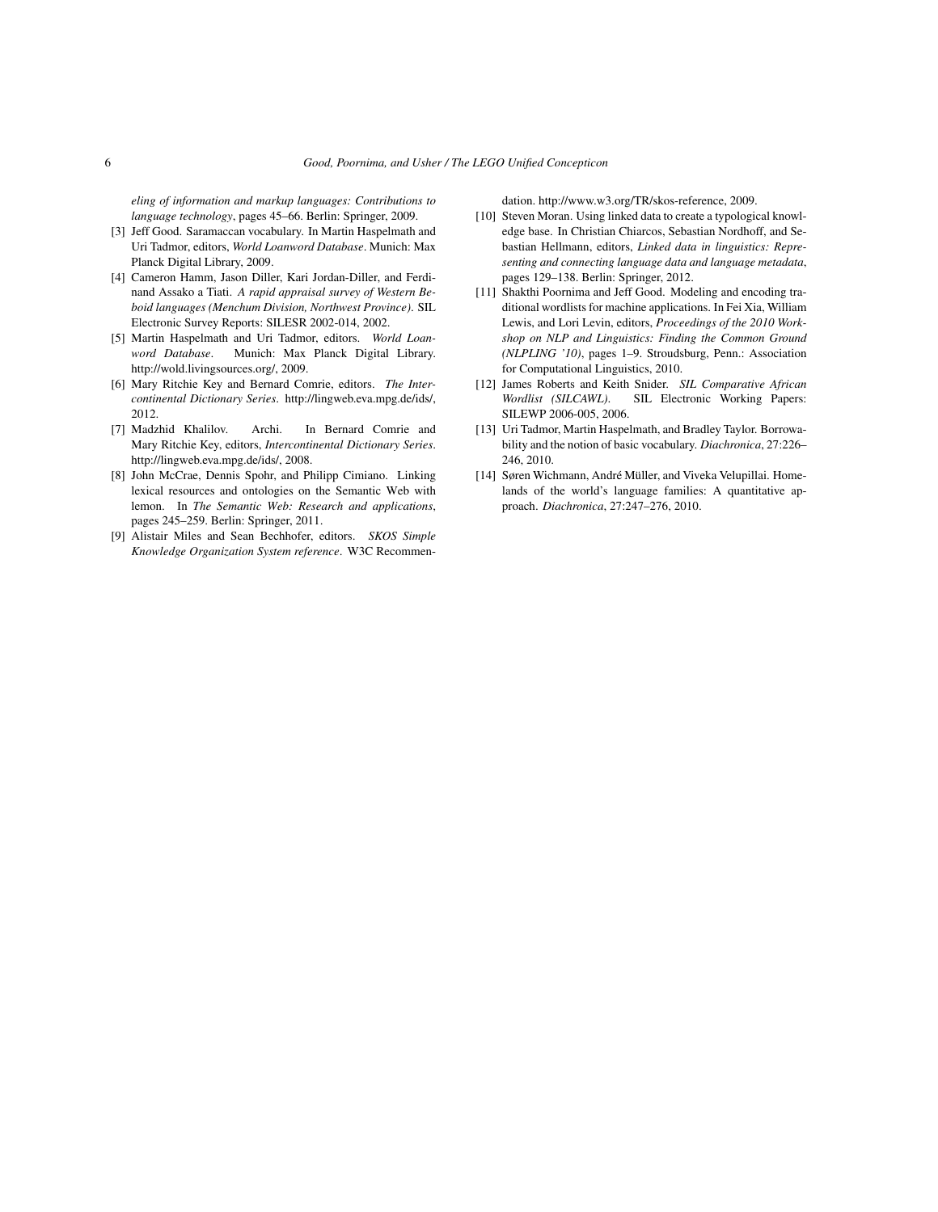*eling of information and markup languages: Contributions to language technology*, pages 45–66. Berlin: Springer, 2009.

[3] Jeff Good. Saramaccan vocabulary. In Martin Haspelmath and Uri Tadmor, editors, *World Loanword Database*. Munich: Max Planck Digital Library, 2009.

[4] Cameron Hamm, Jason Diller, Kari Jordan-Diller, and Ferdinand Assako a Tiati. *A rapid appraisal survey of Western Beboid languages (Menchum Division, Northwest Province)*. SIL Electronic Survey Reports: SILESR 2002-014, 2002.

[5] Martin Haspelmath and Uri Tadmor, editors. *World Loanword Database*. Munich: Max Planck Digital Library. http://wold.livingsources.org/, 2009.

[6] Mary Ritchie Key and Bernard Comrie, editors. *The Intercontinental Dictionary Series*. http://lingweb.eva.mpg.de/ids/, 2012.

[7] Madzhid Khalilov. Archi. In Bernard Comrie and Mary Ritchie Key, editors, *Intercontinental Dictionary Series*. http://lingweb.eva.mpg.de/ids/, 2008.

[8] John McCrae, Dennis Spohr, and Philipp Cimiano. Linking lexical resources and ontologies on the Semantic Web with lemon. In *The Semantic Web: Research and applications*, pages 245–259. Berlin: Springer, 2011.

[9] Alistair Miles and Sean Bechhofer, editors. *SKOS Simple Knowledge Organization System reference*. W3C Recommendation. http://www.w3.org/TR/skos-reference, 2009.

[10] Steven Moran. Using linked data to create a typological knowledge base. In Christian Chiarcos, Sebastian Nordhoff, and Sebastian Hellmann, editors, *Linked data in linguistics: Representing and connecting language data and language metadata*, pages 129–138. Berlin: Springer, 2012.

[11] Shakthi Poornima and Jeff Good. Modeling and encoding traditional wordlists for machine applications. In Fei Xia, William Lewis, and Lori Levin, editors, *Proceedings of the 2010 Workshop on NLP and Linguistics: Finding the Common Ground (NLPLING '10)*, pages 1–9. Stroudsburg, Penn.: Association for Computational Linguistics, 2010.

[12] James Roberts and Keith Snider. *SIL Comparative African Wordlist (SILCAWL)*. SIL Electronic Working Papers: SILEWP 2006-005, 2006.

[13] Uri Tadmor, Martin Haspelmath, and Bradley Taylor. Borrowability and the notion of basic vocabulary. *Diachronica*, 27:226–246, 2010.

[14] Søren Wichmann, André Müller, and Viveka Velupillai. Homelands of the world's language families: A quantitative approach. *Diachronica*, 27:247–276, 2010.